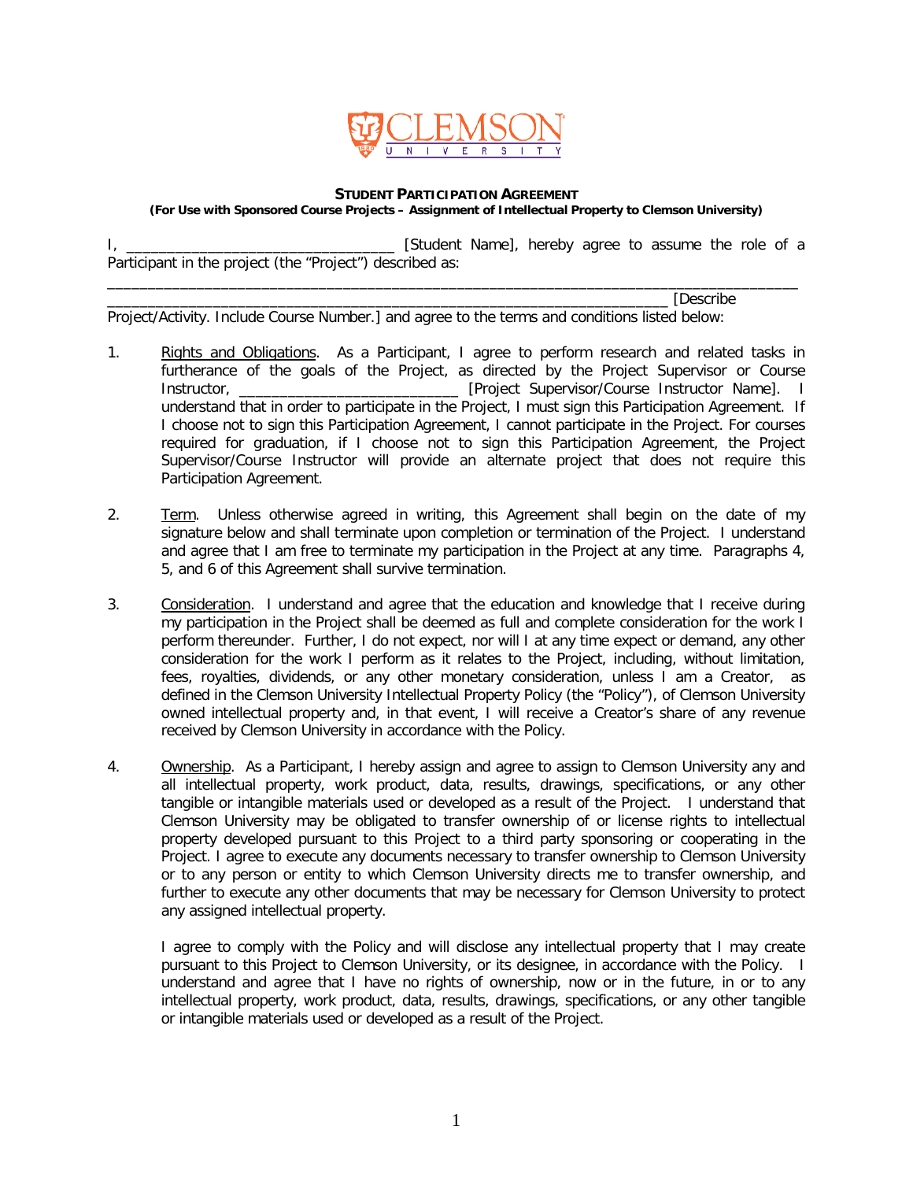**STUDENT PARTICIPATION AGREEMENT**

**(For Use with Sponsored Course Projects – Assignment of Intellectual Property to Clemson University)**

I, _______________________________ [Student Name], hereby agree to assume the role of a Participant in the project (the "Project") described as:

_______________________________________________________________________________
_________________________________________________________________ [Describe Project/Activity. Include Course Number.] and agree to the terms and conditions listed below:

1. Rights and Obligations. As a Participant, I agree to perform research and related tasks in furtherance of the goals of the Project, as directed by the Project Supervisor or Course Instructor, _________________________ [Project Supervisor/Course Instructor Name]. I understand that in order to participate in the Project, I must sign this Participation Agreement. If I choose not to sign this Participation Agreement, I cannot participate in the Project. For courses required for graduation, if I choose not to sign this Participation Agreement, the Project Supervisor/Course Instructor will provide an alternate project that does not require this Participation Agreement.

2. Term. Unless otherwise agreed in writing, this Agreement shall begin on the date of my signature below and shall terminate upon completion or termination of the Project. I understand and agree that I am free to terminate my participation in the Project at any time. Paragraphs 4, 5, and 6 of this Agreement shall survive termination.

3. Consideration. I understand and agree that the education and knowledge that I receive during my participation in the Project shall be deemed as full and complete consideration for the work I perform thereunder. Further, I do not expect, nor will I at any time expect or demand, any other consideration for the work I perform as it relates to the Project, including, without limitation, fees, royalties, dividends, or any other monetary consideration, unless I am a Creator, as defined in the Clemson University Intellectual Property Policy (the "Policy"), of Clemson University owned intellectual property and, in that event, I will receive a Creator's share of any revenue received by Clemson University in accordance with the Policy.

4. Ownership. As a Participant, I hereby assign and agree to assign to Clemson University any and all intellectual property, work product, data, results, drawings, specifications, or any other tangible or intangible materials used or developed as a result of the Project. I understand that Clemson University may be obligated to transfer ownership of or license rights to intellectual property developed pursuant to this Project to a third party sponsoring or cooperating in the Project. I agree to execute any documents necessary to transfer ownership to Clemson University or to any person or entity to which Clemson University directs me to transfer ownership, and further to execute any other documents that may be necessary for Clemson University to protect any assigned intellectual property.

   I agree to comply with the Policy and will disclose any intellectual property that I may create pursuant to this Project to Clemson University, or its designee, in accordance with the Policy. I understand and agree that I have no rights of ownership, now or in the future, in or to any intellectual property, work product, data, results, drawings, specifications, or any other tangible or intangible materials used or developed as a result of the Project.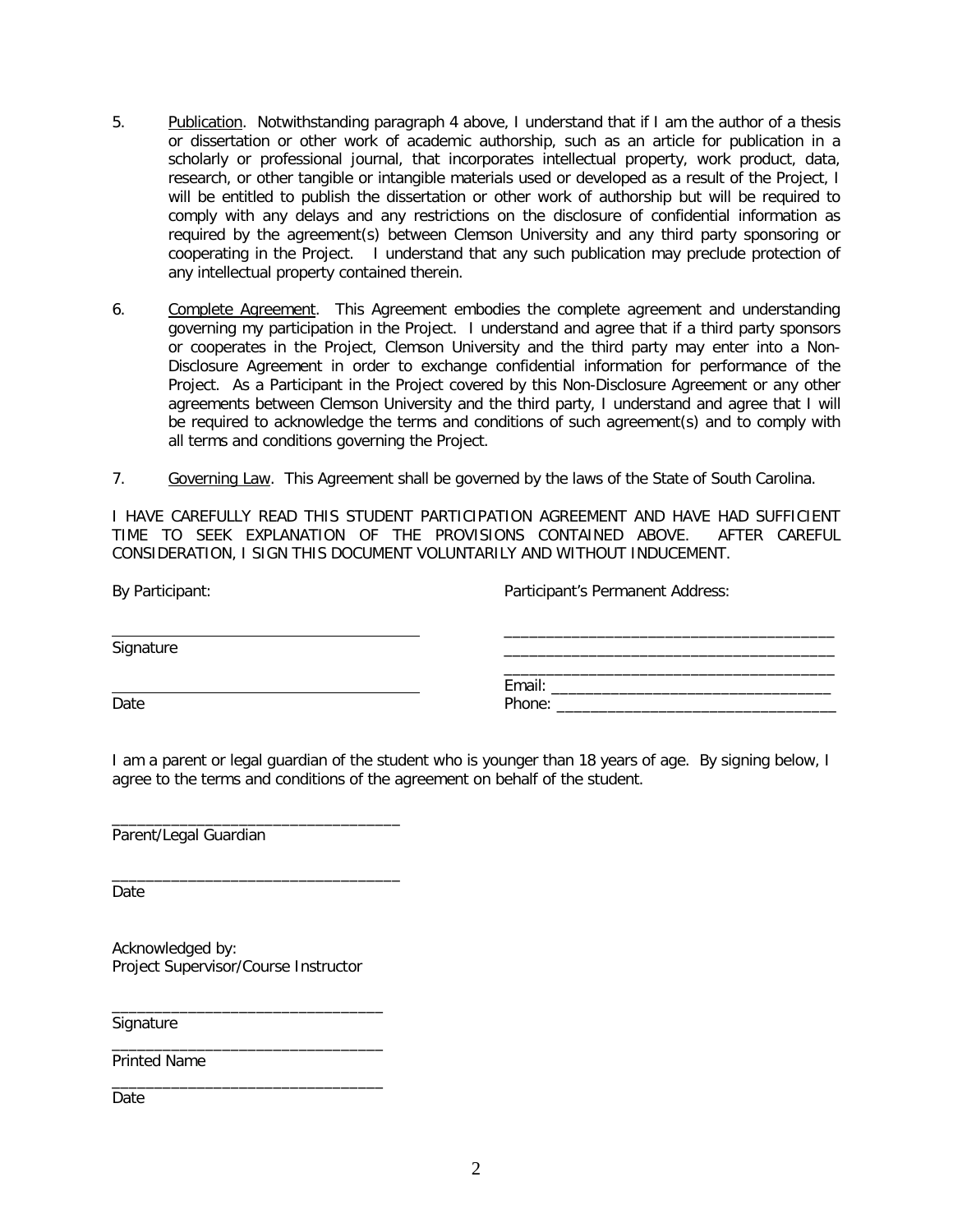5. Publication. Notwithstanding paragraph 4 above, I understand that if I am the author of a thesis or dissertation or other work of academic authorship, such as an article for publication in a scholarly or professional journal, that incorporates intellectual property, work product, data, research, or other tangible or intangible materials used or developed as a result of the Project, I will be entitled to publish the dissertation or other work of authorship but will be required to comply with any delays and any restrictions on the disclosure of confidential information as required by the agreement(s) between Clemson University and any third party sponsoring or cooperating in the Project. I understand that any such publication may preclude protection of any intellectual property contained therein.

6. Complete Agreement. This Agreement embodies the complete agreement and understanding governing my participation in the Project. I understand and agree that if a third party sponsors or cooperates in the Project, Clemson University and the third party may enter into a Non-Disclosure Agreement in order to exchange confidential information for performance of the Project. As a Participant in the Project covered by this Non-Disclosure Agreement or any other agreements between Clemson University and the third party, I understand and agree that I will be required to acknowledge the terms and conditions of such agreement(s) and to comply with all terms and conditions governing the Project.

7. Governing Law. This Agreement shall be governed by the laws of the State of South Carolina.

I HAVE CAREFULLY READ THIS STUDENT PARTICIPATION AGREEMENT AND HAVE HAD SUFFICIENT TIME TO SEEK EXPLANATION OF THE PROVISIONS CONTAINED ABOVE. AFTER CAREFUL CONSIDERATION, I SIGN THIS DOCUMENT VOLUNTARILY AND WITHOUT INDUCEMENT.

By Participant:

______________________________________
Signature

______________________________________
Date

Participant's Permanent Address:

______________________________________
______________________________________
______________________________________
Email: ________________________________
Phone: ________________________________

I am a parent or legal guardian of the student who is younger than 18 years of age. By signing below, I agree to the terms and conditions of the agreement on behalf of the student.

__________________________________
Parent/Legal Guardian

__________________________________
Date

Acknowledged by:
Project Supervisor/Course Instructor

________________________________
Signature

________________________________
Printed Name

________________________________
Date